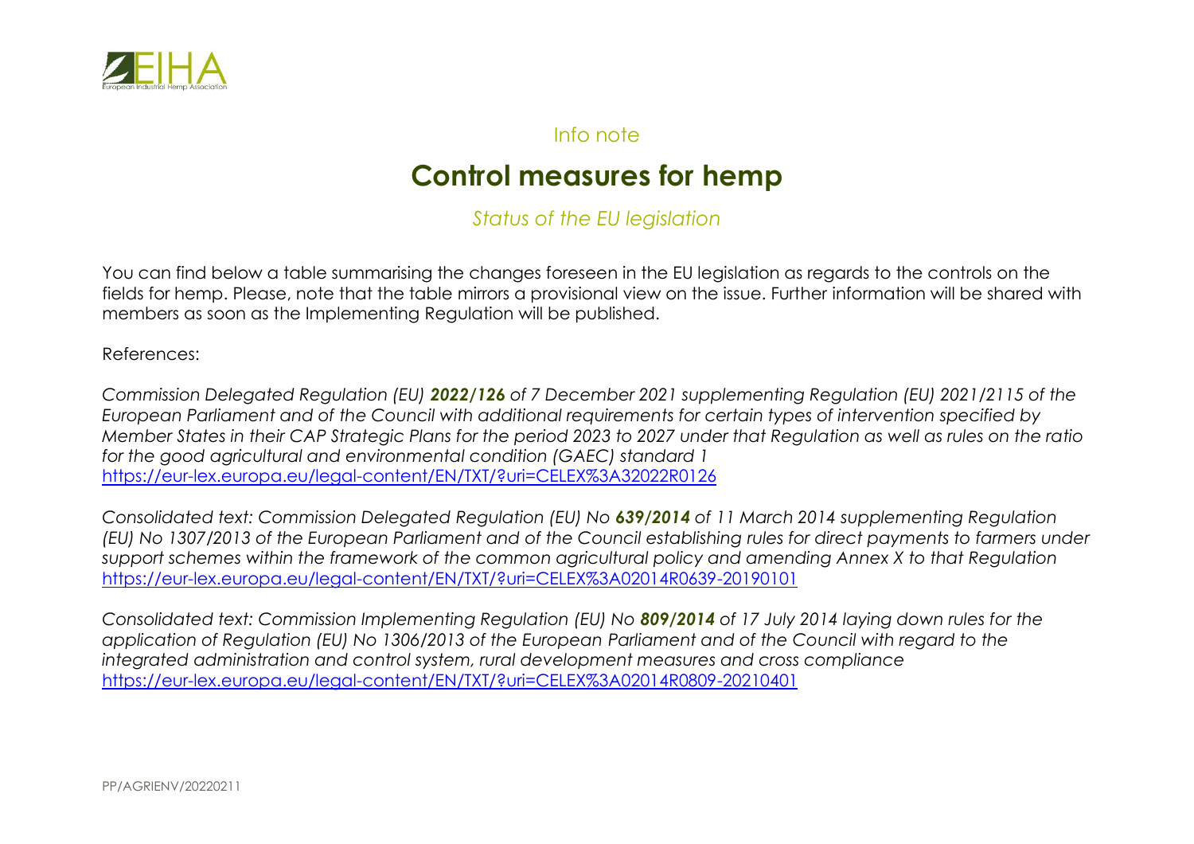Info note

# Control measures for hemp

*Status of the EU legislation*

You can find below a table summarising the changes foreseen in the EU legislation as regards to the controls on the fields for hemp. Please, note that the table mirrors a provisional view on the issue. Further information will be shared with members as soon as the Implementing Regulation will be published.

References:

*Commission Delegated Regulation (EU)* ***2022/126*** *of 7 December 2021 supplementing Regulation (EU) 2021/2115 of the European Parliament and of the Council with additional requirements for certain types of intervention specified by Member States in their CAP Strategic Plans for the period 2023 to 2027 under that Regulation as well as rules on the ratio for the good agricultural and environmental condition (GAEC) standard 1*
https://eur-lex.europa.eu/legal-content/EN/TXT/?uri=CELEX%3A32022R0126

*Consolidated text: Commission Delegated Regulation (EU) No* ***639/2014*** *of 11 March 2014 supplementing Regulation (EU) No 1307/2013 of the European Parliament and of the Council establishing rules for direct payments to farmers under support schemes within the framework of the common agricultural policy and amending Annex X to that Regulation*
https://eur-lex.europa.eu/legal-content/EN/TXT/?uri=CELEX%3A02014R0639-20190101

*Consolidated text: Commission Implementing Regulation (EU) No* ***809/2014*** *of 17 July 2014 laying down rules for the application of Regulation (EU) No 1306/2013 of the European Parliament and of the Council with regard to the integrated administration and control system, rural development measures and cross compliance*
https://eur-lex.europa.eu/legal-content/EN/TXT/?uri=CELEX%3A02014R0809-20210401

PP/AGRIENV/20220211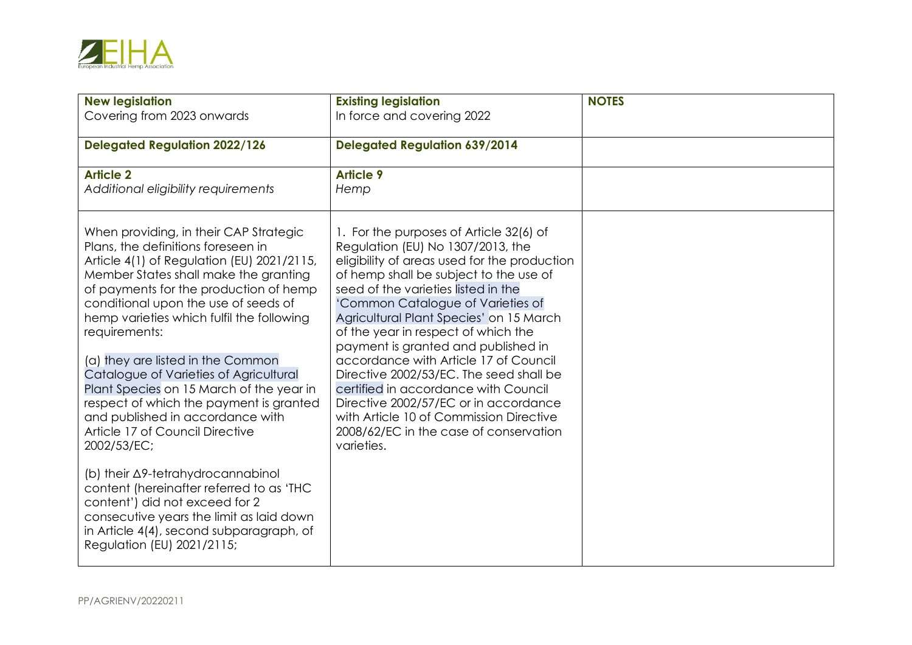| **New legislation**<br>Covering from 2023 onwards | **Existing legislation**<br>In force and covering 2022 | **NOTES** |
|---|---|---|
| **Delegated Regulation 2022/126** | **Delegated Regulation 639/2014** | |
| **Article 2**<br>*Additional eligibility requirements* | **Article 9**<br>*Hemp* | |
| When providing, in their CAP Strategic Plans, the definitions foreseen in Article 4(1) of Regulation (EU) 2021/2115, Member States shall make the granting of payments for the production of hemp conditional upon the use of seeds of hemp varieties which fulfil the following requirements:<br><br>(a) they are listed in the Common Catalogue of Varieties of Agricultural Plant Species on 15 March of the year in respect of which the payment is granted and published in accordance with Article 17 of Council Directive 2002/53/EC;<br><br>(b) their Δ9-tetrahydrocannabinol content (hereinafter referred to as 'THC content') did not exceed for 2 consecutive years the limit as laid down in Article 4(4), second subparagraph, of Regulation (EU) 2021/2115; | 1. For the purposes of Article 32(6) of Regulation (EU) No 1307/2013, the eligibility of areas used for the production of hemp shall be subject to the use of seed of the varieties listed in the 'Common Catalogue of Varieties of Agricultural Plant Species' on 15 March of the year in respect of which the payment is granted and published in accordance with Article 17 of Council Directive 2002/53/EC. The seed shall be certified in accordance with Council Directive 2002/57/EC or in accordance with Article 10 of Commission Directive 2008/62/EC in the case of conservation varieties. | |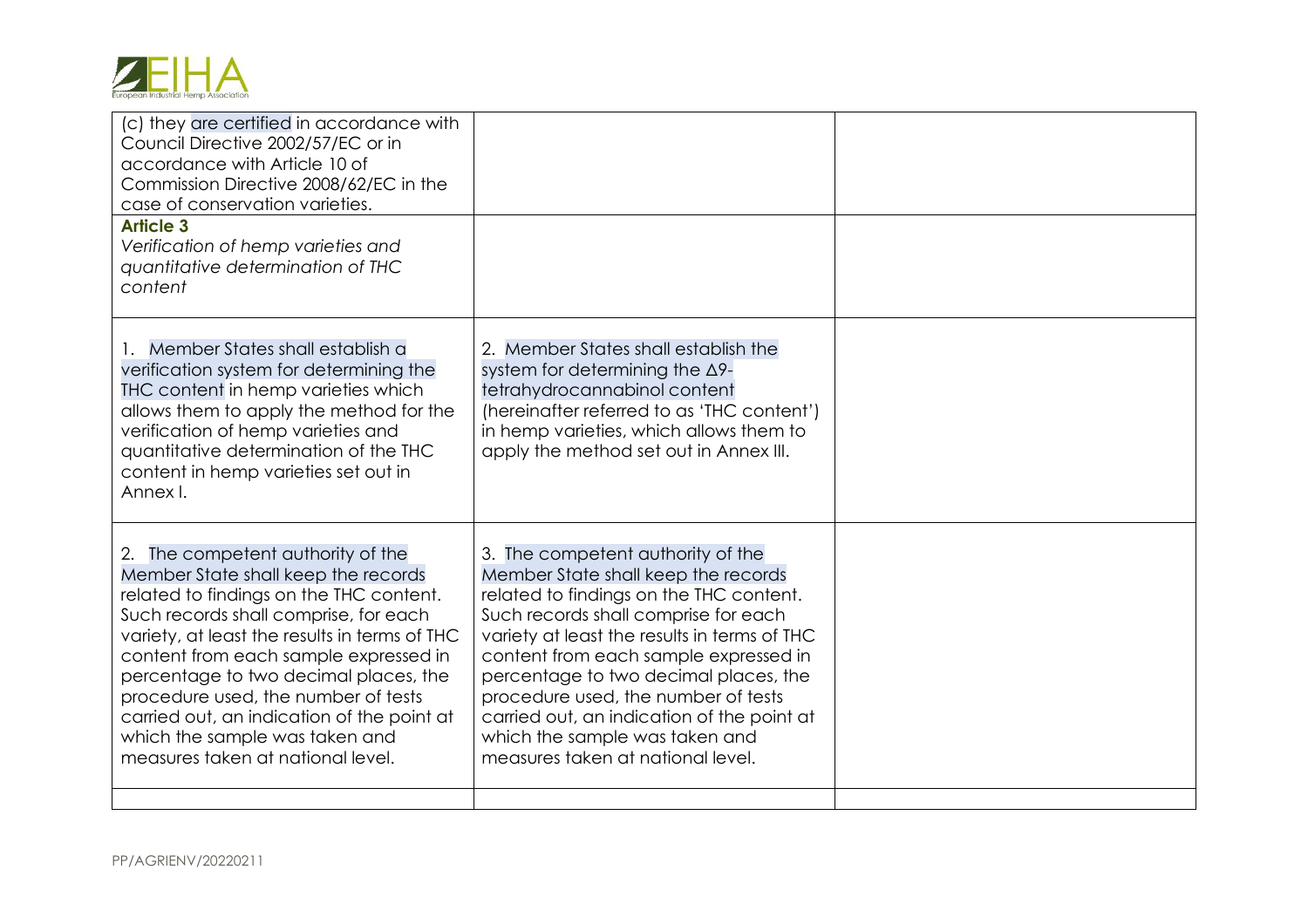| | | |
|---|---|---|
| (c) they are certified in accordance with Council Directive 2002/57/EC or in accordance with Article 10 of Commission Directive 2008/62/EC in the case of conservation varieties. | | |
| **Article 3**<br>*Verification of hemp varieties and quantitative determination of THC content* | | |
| 1. Member States shall establish a verification system for determining the THC content in hemp varieties which allows them to apply the method for the verification of hemp varieties and quantitative determination of the THC content in hemp varieties set out in Annex I. | 2. Member States shall establish the system for determining the Δ9-tetrahydrocannabinol content (hereinafter referred to as 'THC content') in hemp varieties, which allows them to apply the method set out in Annex III. | |
| 2. The competent authority of the Member State shall keep the records related to findings on the THC content. Such records shall comprise, for each variety, at least the results in terms of THC content from each sample expressed in percentage to two decimal places, the procedure used, the number of tests carried out, an indication of the point at which the sample was taken and measures taken at national level. | 3. The competent authority of the Member State shall keep the records related to findings on the THC content. Such records shall comprise for each variety at least the results in terms of THC content from each sample expressed in percentage to two decimal places, the procedure used, the number of tests carried out, an indication of the point at which the sample was taken and measures taken at national level. | |
| | | |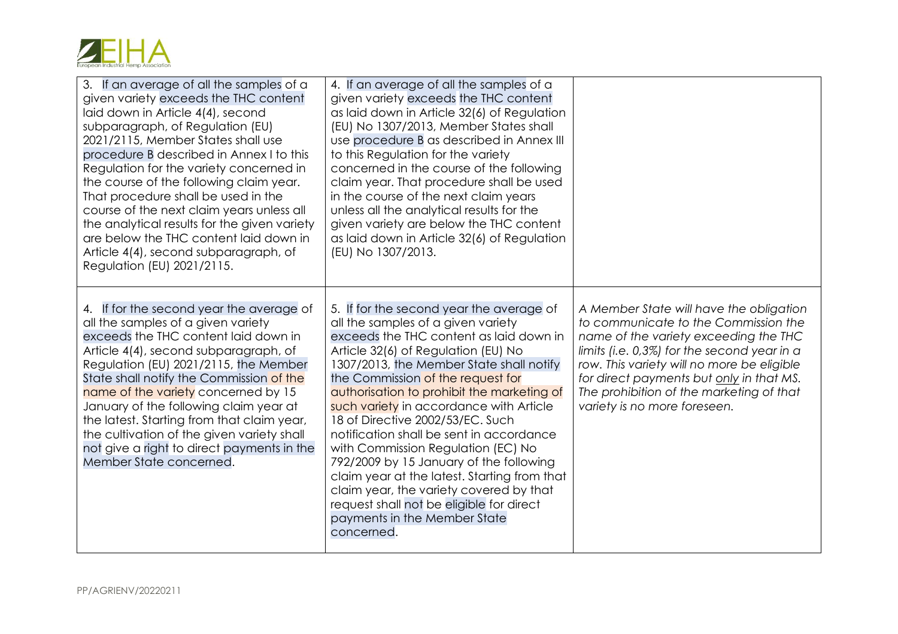| | | |
|---|---|---|
| 3. If an average of all the samples of a given variety exceeds the THC content laid down in Article 4(4), second subparagraph, of Regulation (EU) 2021/2115, Member States shall use procedure B described in Annex I to this Regulation for the variety concerned in the course of the following claim year. That procedure shall be used in the course of the next claim years unless all the analytical results for the given variety are below the THC content laid down in Article 4(4), second subparagraph, of Regulation (EU) 2021/2115. | 4. If an average of all the samples of a given variety exceeds the THC content as laid down in Article 32(6) of Regulation (EU) No 1307/2013, Member States shall use procedure B as described in Annex III to this Regulation for the variety concerned in the course of the following claim year. That procedure shall be used in the course of the next claim years unless all the analytical results for the given variety are below the THC content as laid down in Article 32(6) of Regulation (EU) No 1307/2013. | |
| 4. If for the second year the average of all the samples of a given variety exceeds the THC content laid down in Article 4(4), second subparagraph, of Regulation (EU) 2021/2115, the Member State shall notify the Commission of the name of the variety concerned by 15 January of the following claim year at the latest. Starting from that claim year, the cultivation of the given variety shall not give a right to direct payments in the Member State concerned. | 5. If for the second year the average of all the samples of a given variety exceeds the THC content as laid down in Article 32(6) of Regulation (EU) No 1307/2013, the Member State shall notify the Commission of the request for authorisation to prohibit the marketing of such variety in accordance with Article 18 of Directive 2002/53/EC. Such notification shall be sent in accordance with Commission Regulation (EC) No 792/2009 by 15 January of the following claim year at the latest. Starting from that claim year, the variety covered by that request shall not be eligible for direct payments in the Member State concerned. | *A Member State will have the obligation to communicate to the Commission the name of the variety exceeding the THC limits (i.e. 0,3%) for the second year in a row. This variety will no more be eligible for direct payments but only in that MS. The prohibition of the marketing of that variety is no more foreseen.* |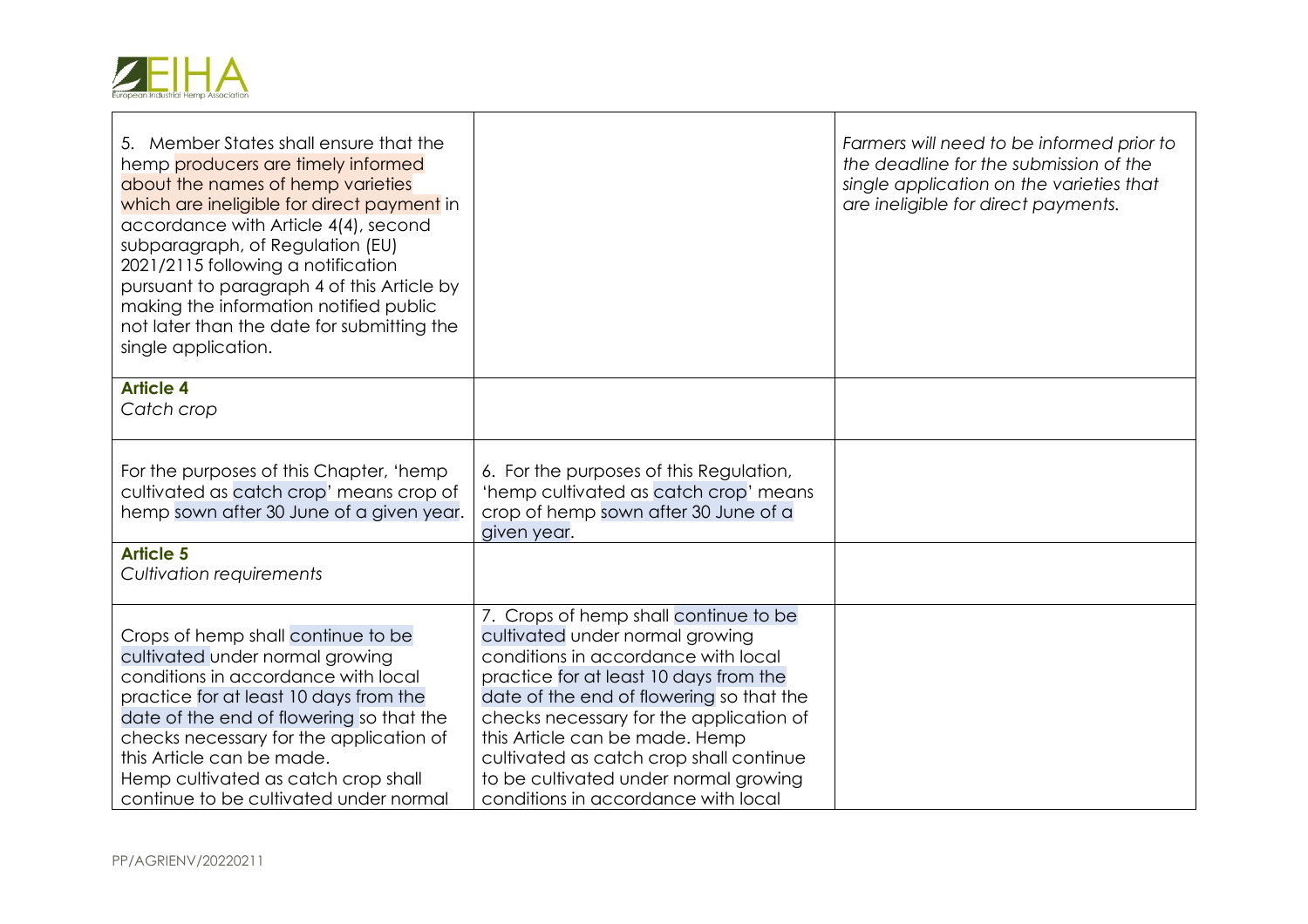| | | |
|---|---|---|
| 5. Member States shall ensure that the hemp producers are timely informed about the names of hemp varieties which are ineligible for direct payment in accordance with Article 4(4), second subparagraph, of Regulation (EU) 2021/2115 following a notification pursuant to paragraph 4 of this Article by making the information notified public not later than the date for submitting the single application. | | *Farmers will need to be informed prior to the deadline for the submission of the single application on the varieties that are ineligible for direct payments.* |
| **Article 4**<br>*Catch crop* | | |
| For the purposes of this Chapter, 'hemp cultivated as catch crop' means crop of hemp sown after 30 June of a given year. | 6. For the purposes of this Regulation, 'hemp cultivated as catch crop' means crop of hemp sown after 30 June of a given year. | |
| **Article 5**<br>*Cultivation requirements* | | |
| Crops of hemp shall continue to be cultivated under normal growing conditions in accordance with local practice for at least 10 days from the date of the end of flowering so that the checks necessary for the application of this Article can be made.<br>Hemp cultivated as catch crop shall continue to be cultivated under normal | 7. Crops of hemp shall continue to be cultivated under normal growing conditions in accordance with local practice for at least 10 days from the date of the end of flowering so that the checks necessary for the application of this Article can be made. Hemp cultivated as catch crop shall continue to be cultivated under normal growing conditions in accordance with local | |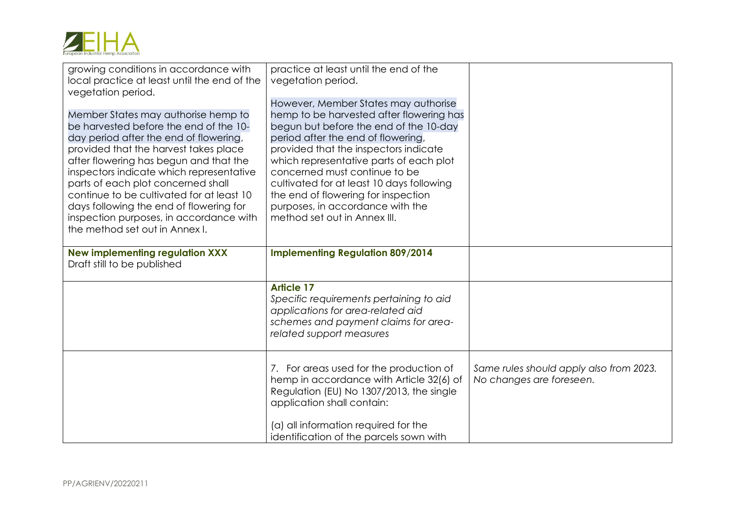| | | |
|---|---|---|
| growing conditions in accordance with local practice at least until the end of the vegetation period.<br><br>Member States may authorise hemp to be harvested before the end of the 10-day period after the end of flowering, provided that the harvest takes place after flowering has begun and that the inspectors indicate which representative parts of each plot concerned shall continue to be cultivated for at least 10 days following the end of flowering for inspection purposes, in accordance with the method set out in Annex I. | practice at least until the end of the vegetation period.<br><br>However, Member States may authorise hemp to be harvested after flowering has begun but before the end of the 10-day period after the end of flowering, provided that the inspectors indicate which representative parts of each plot concerned must continue to be cultivated for at least 10 days following the end of flowering for inspection purposes, in accordance with the method set out in Annex III. | |
| **New implementing regulation XXX**<br>Draft still to be published | **Implementing Regulation 809/2014** | |
| | **Article 17**<br>*Specific requirements pertaining to aid applications for area-related aid schemes and payment claims for area-related support measures* | |
| | 7. For areas used for the production of hemp in accordance with Article 32(6) of Regulation (EU) No 1307/2013, the single application shall contain:<br><br>(a) all information required for the identification of the parcels sown with | *Same rules should apply also from 2023. No changes are foreseen.* |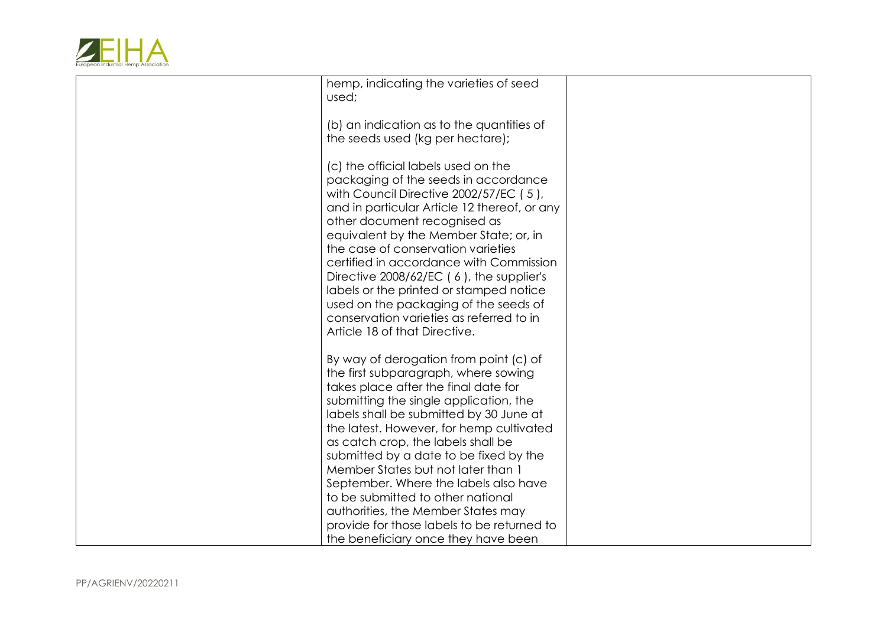| | | |
|---|---|---|
| | hemp, indicating the varieties of seed used;<br><br>(b) an indication as to the quantities of the seeds used (kg per hectare);<br><br>(c) the official labels used on the packaging of the seeds in accordance with Council Directive 2002/57/EC ( 5 ), and in particular Article 12 thereof, or any other document recognised as equivalent by the Member State; or, in the case of conservation varieties certified in accordance with Commission Directive 2008/62/EC ( 6 ), the supplier's labels or the printed or stamped notice used on the packaging of the seeds of conservation varieties as referred to in Article 18 of that Directive.<br><br>By way of derogation from point (c) of the first subparagraph, where sowing takes place after the final date for submitting the single application, the labels shall be submitted by 30 June at the latest. However, for hemp cultivated as catch crop, the labels shall be submitted by a date to be fixed by the Member States but not later than 1 September. Where the labels also have to be submitted to other national authorities, the Member States may provide for those labels to be returned to the beneficiary once they have been | |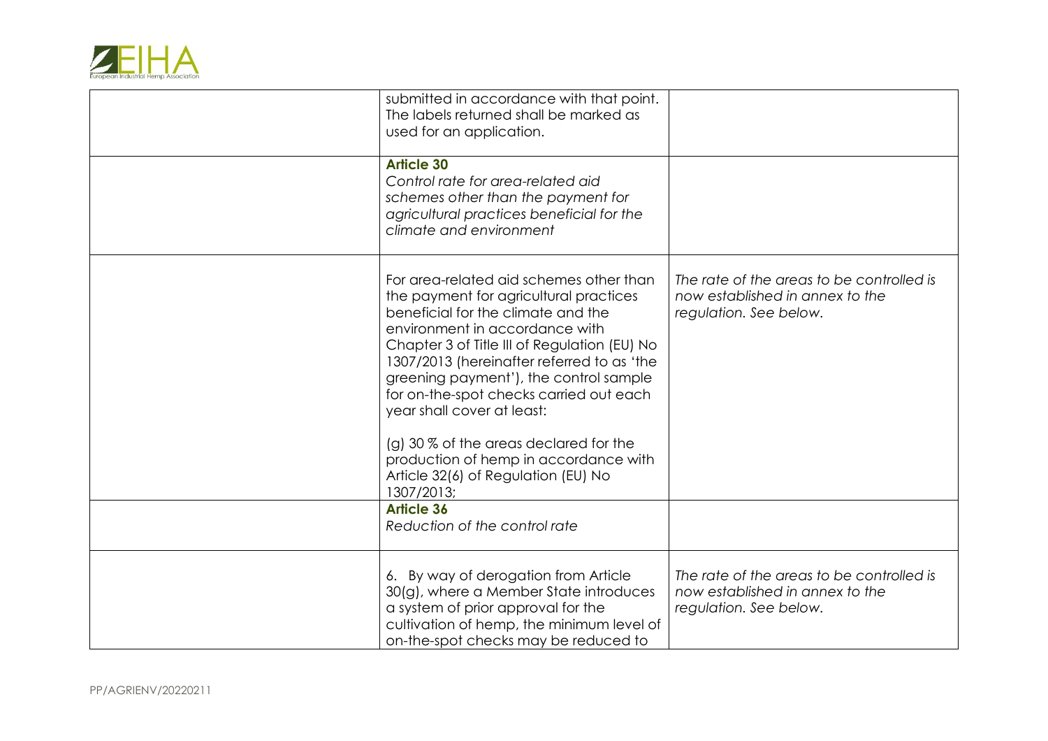| | | |
|---|---|---|
| | submitted in accordance with that point. The labels returned shall be marked as used for an application. | |
| | **Article 30**<br>*Control rate for area-related aid schemes other than the payment for agricultural practices beneficial for the climate and environment* | |
| | For area-related aid schemes other than the payment for agricultural practices beneficial for the climate and the environment in accordance with Chapter 3 of Title III of Regulation (EU) No 1307/2013 (hereinafter referred to as 'the greening payment'), the control sample for on-the-spot checks carried out each year shall cover at least:<br><br>(g) 30 % of the areas declared for the production of hemp in accordance with Article 32(6) of Regulation (EU) No 1307/2013; | *The rate of the areas to be controlled is now established in annex to the regulation. See below.* |
| | **Article 36**<br>*Reduction of the control rate* | |
| | 6. By way of derogation from Article 30(g), where a Member State introduces a system of prior approval for the cultivation of hemp, the minimum level of on-the-spot checks may be reduced to | *The rate of the areas to be controlled is now established in annex to the regulation. See below.* |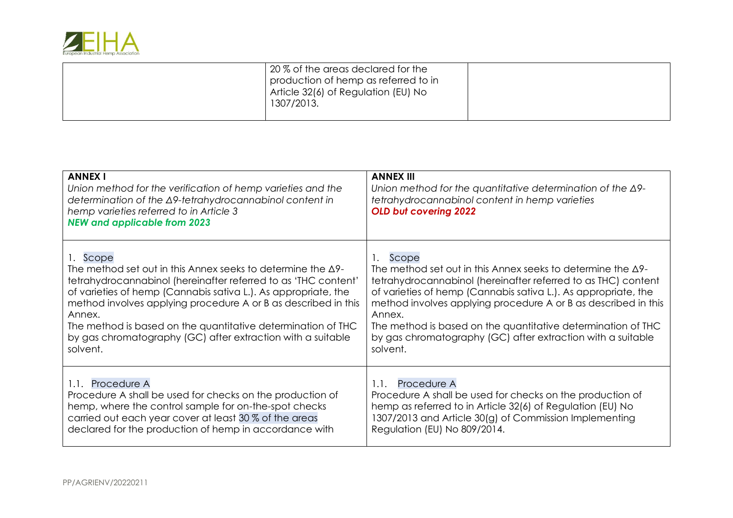|  | 20 % of the areas declared for the production of hemp as referred to in Article 32(6) of Regulation (EU) No 1307/2013. |  |
|---|---|---|

| **ANNEX I**<br>*Union method for the verification of hemp varieties and the determination of the Δ9-tetrahydrocannabinol content in hemp varieties referred to in Article 3*<br>***NEW and applicable from 2023*** | **ANNEX III**<br>*Union method for the quantitative determination of the Δ9-tetrahydrocannabinol content in hemp varieties*<br>***OLD but covering 2022*** |
|---|---|
| 1. Scope<br>The method set out in this Annex seeks to determine the Δ9-tetrahydrocannabinol (hereinafter referred to as 'THC content' of varieties of hemp (Cannabis sativa L.). As appropriate, the method involves applying procedure A or B as described in this Annex.<br>The method is based on the quantitative determination of THC by gas chromatography (GC) after extraction with a suitable solvent. | 1. Scope<br>The method set out in this Annex seeks to determine the Δ9-tetrahydrocannabinol (hereinafter referred to as THC) content of varieties of hemp (Cannabis sativa L.). As appropriate, the method involves applying procedure A or B as described in this Annex.<br>The method is based on the quantitative determination of THC by gas chromatography (GC) after extraction with a suitable solvent. |
| 1.1. Procedure A<br>Procedure A shall be used for checks on the production of hemp, where the control sample for on-the-spot checks carried out each year cover at least 30 % of the areas declared for the production of hemp in accordance with | 1.1. Procedure A<br>Procedure A shall be used for checks on the production of hemp as referred to in Article 32(6) of Regulation (EU) No 1307/2013 and Article 30(g) of Commission Implementing Regulation (EU) No 809/2014. |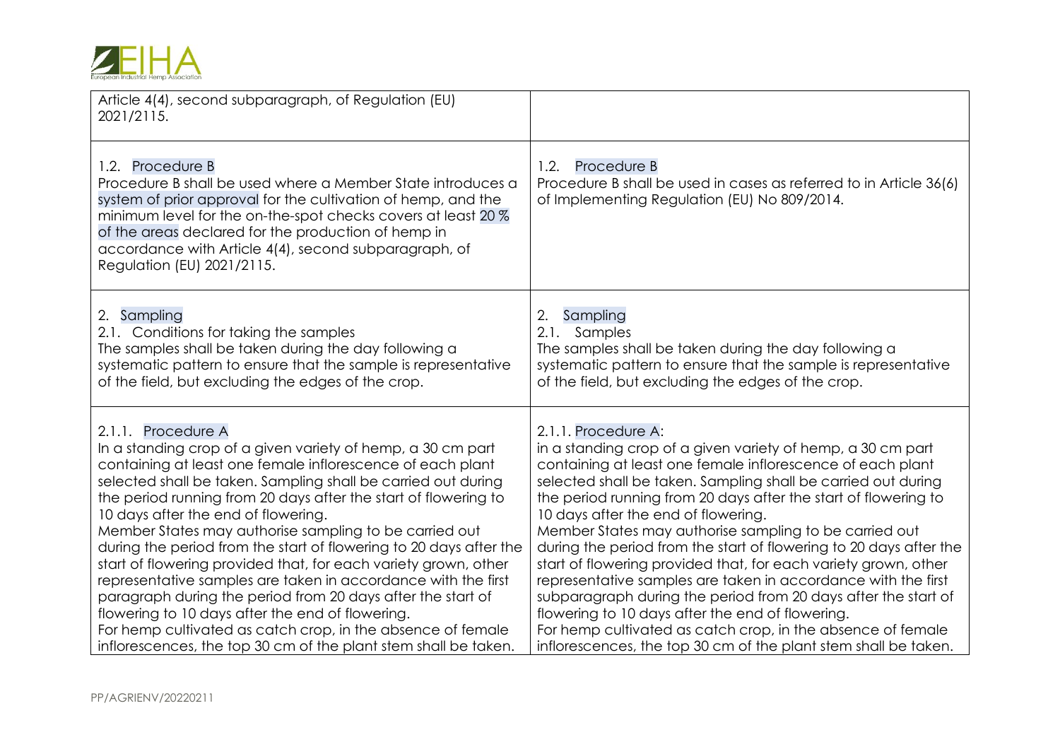| | |
|---|---|
| Article 4(4), second subparagraph, of Regulation (EU) 2021/2115. | |
| 1.2. Procedure B<br>Procedure B shall be used where a Member State introduces a system of prior approval for the cultivation of hemp, and the minimum level for the on-the-spot checks covers at least 20 % of the areas declared for the production of hemp in accordance with Article 4(4), second subparagraph, of Regulation (EU) 2021/2115. | 1.2. Procedure B<br>Procedure B shall be used in cases as referred to in Article 36(6) of Implementing Regulation (EU) No 809/2014. |
| 2. Sampling<br>2.1. Conditions for taking the samples<br>The samples shall be taken during the day following a systematic pattern to ensure that the sample is representative of the field, but excluding the edges of the crop. | 2. Sampling<br>2.1. Samples<br>The samples shall be taken during the day following a systematic pattern to ensure that the sample is representative of the field, but excluding the edges of the crop. |
| 2.1.1. Procedure A<br>In a standing crop of a given variety of hemp, a 30 cm part containing at least one female inflorescence of each plant selected shall be taken. Sampling shall be carried out during the period running from 20 days after the start of flowering to 10 days after the end of flowering.<br>Member States may authorise sampling to be carried out during the period from the start of flowering to 20 days after the start of flowering provided that, for each variety grown, other representative samples are taken in accordance with the first paragraph during the period from 20 days after the start of flowering to 10 days after the end of flowering.<br>For hemp cultivated as catch crop, in the absence of female inflorescences, the top 30 cm of the plant stem shall be taken. | 2.1.1. Procedure A:<br>in a standing crop of a given variety of hemp, a 30 cm part containing at least one female inflorescence of each plant selected shall be taken. Sampling shall be carried out during the period running from 20 days after the start of flowering to 10 days after the end of flowering.<br>Member States may authorise sampling to be carried out during the period from the start of flowering to 20 days after the start of flowering provided that, for each variety grown, other representative samples are taken in accordance with the first subparagraph during the period from 20 days after the start of flowering to 10 days after the end of flowering.<br>For hemp cultivated as catch crop, in the absence of female inflorescences, the top 30 cm of the plant stem shall be taken. |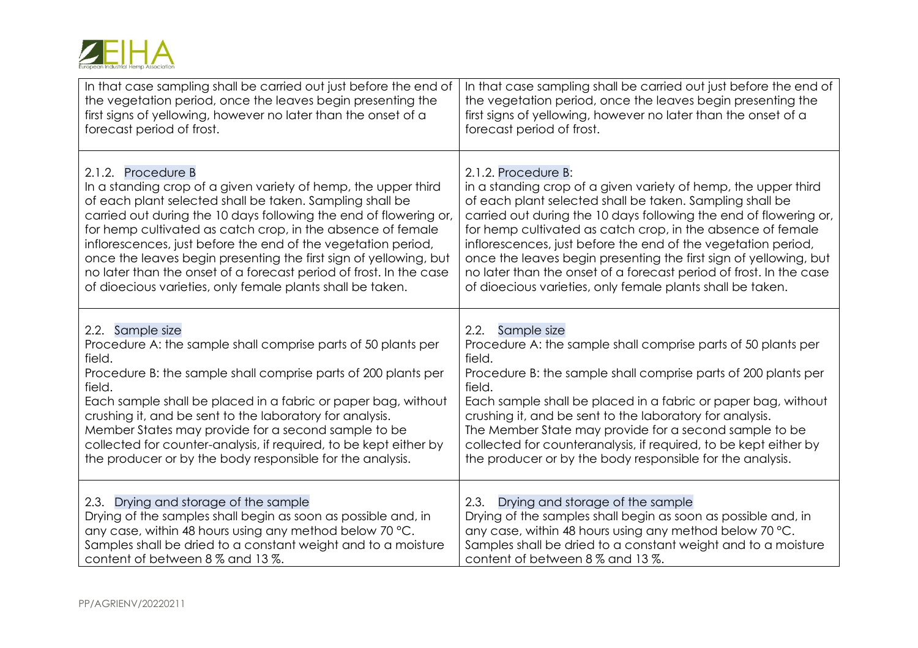| | |
|---|---|
| In that case sampling shall be carried out just before the end of the vegetation period, once the leaves begin presenting the first signs of yellowing, however no later than the onset of a forecast period of frost. | In that case sampling shall be carried out just before the end of the vegetation period, once the leaves begin presenting the first signs of yellowing, however no later than the onset of a forecast period of frost. |
| 2.1.2. Procedure B<br>In a standing crop of a given variety of hemp, the upper third of each plant selected shall be taken. Sampling shall be carried out during the 10 days following the end of flowering or, for hemp cultivated as catch crop, in the absence of female inflorescences, just before the end of the vegetation period, once the leaves begin presenting the first sign of yellowing, but no later than the onset of a forecast period of frost. In the case of dioecious varieties, only female plants shall be taken. | 2.1.2. Procedure B:<br>in a standing crop of a given variety of hemp, the upper third of each plant selected shall be taken. Sampling shall be carried out during the 10 days following the end of flowering or, for hemp cultivated as catch crop, in the absence of female inflorescences, just before the end of the vegetation period, once the leaves begin presenting the first sign of yellowing, but no later than the onset of a forecast period of frost. In the case of dioecious varieties, only female plants shall be taken. |
| 2.2. Sample size<br>Procedure A: the sample shall comprise parts of 50 plants per field.<br>Procedure B: the sample shall comprise parts of 200 plants per field.<br>Each sample shall be placed in a fabric or paper bag, without crushing it, and be sent to the laboratory for analysis.<br>Member States may provide for a second sample to be collected for counter-analysis, if required, to be kept either by the producer or by the body responsible for the analysis. | 2.2. Sample size<br>Procedure A: the sample shall comprise parts of 50 plants per field.<br>Procedure B: the sample shall comprise parts of 200 plants per field.<br>Each sample shall be placed in a fabric or paper bag, without crushing it, and be sent to the laboratory for analysis.<br>The Member State may provide for a second sample to be collected for counteranalysis, if required, to be kept either by the producer or by the body responsible for the analysis. |
| 2.3. Drying and storage of the sample<br>Drying of the samples shall begin as soon as possible and, in any case, within 48 hours using any method below 70 °C. Samples shall be dried to a constant weight and to a moisture content of between 8 % and 13 %. | 2.3. Drying and storage of the sample<br>Drying of the samples shall begin as soon as possible and, in any case, within 48 hours using any method below 70 °C. Samples shall be dried to a constant weight and to a moisture content of between 8 % and 13 %. |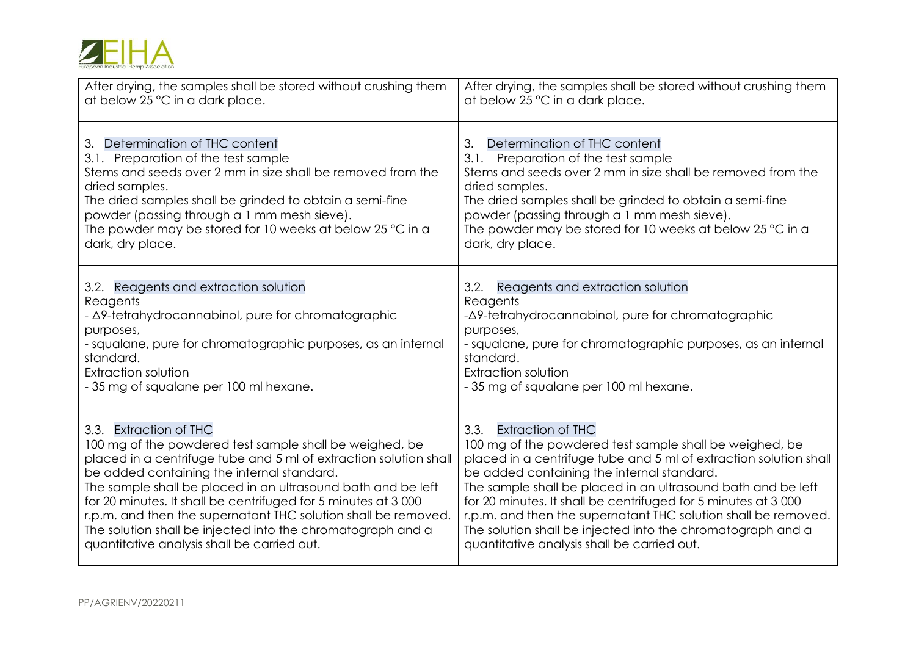| After drying, the samples shall be stored without crushing them at below 25 °C in a dark place. | After drying, the samples shall be stored without crushing them at below 25 °C in a dark place. |
|---|---|
| 3. Determination of THC content<br>3.1. Preparation of the test sample<br>Stems and seeds over 2 mm in size shall be removed from the dried samples.<br>The dried samples shall be grinded to obtain a semi-fine powder (passing through a 1 mm mesh sieve).<br>The powder may be stored for 10 weeks at below 25 °C in a dark, dry place. | 3. Determination of THC content<br>3.1. Preparation of the test sample<br>Stems and seeds over 2 mm in size shall be removed from the dried samples.<br>The dried samples shall be grinded to obtain a semi-fine powder (passing through a 1 mm mesh sieve).<br>The powder may be stored for 10 weeks at below 25 °C in a dark, dry place. |
| 3.2. Reagents and extraction solution<br>Reagents<br>- Δ9-tetrahydrocannabinol, pure for chromatographic purposes,<br>- squalane, pure for chromatographic purposes, as an internal standard.<br>Extraction solution<br>- 35 mg of squalane per 100 ml hexane. | 3.2. Reagents and extraction solution<br>Reagents<br>-Δ9-tetrahydrocannabinol, pure for chromatographic purposes,<br>- squalane, pure for chromatographic purposes, as an internal standard.<br>Extraction solution<br>- 35 mg of squalane per 100 ml hexane. |
| 3.3. Extraction of THC<br>100 mg of the powdered test sample shall be weighed, be placed in a centrifuge tube and 5 ml of extraction solution shall be added containing the internal standard.<br>The sample shall be placed in an ultrasound bath and be left for 20 minutes. It shall be centrifuged for 5 minutes at 3 000 r.p.m. and then the supernatant THC solution shall be removed.<br>The solution shall be injected into the chromatograph and a quantitative analysis shall be carried out. | 3.3. Extraction of THC<br>100 mg of the powdered test sample shall be weighed, be placed in a centrifuge tube and 5 ml of extraction solution shall be added containing the internal standard.<br>The sample shall be placed in an ultrasound bath and be left for 20 minutes. It shall be centrifuged for 5 minutes at 3 000 r.p.m. and then the supernatant THC solution shall be removed.<br>The solution shall be injected into the chromatograph and a quantitative analysis shall be carried out. |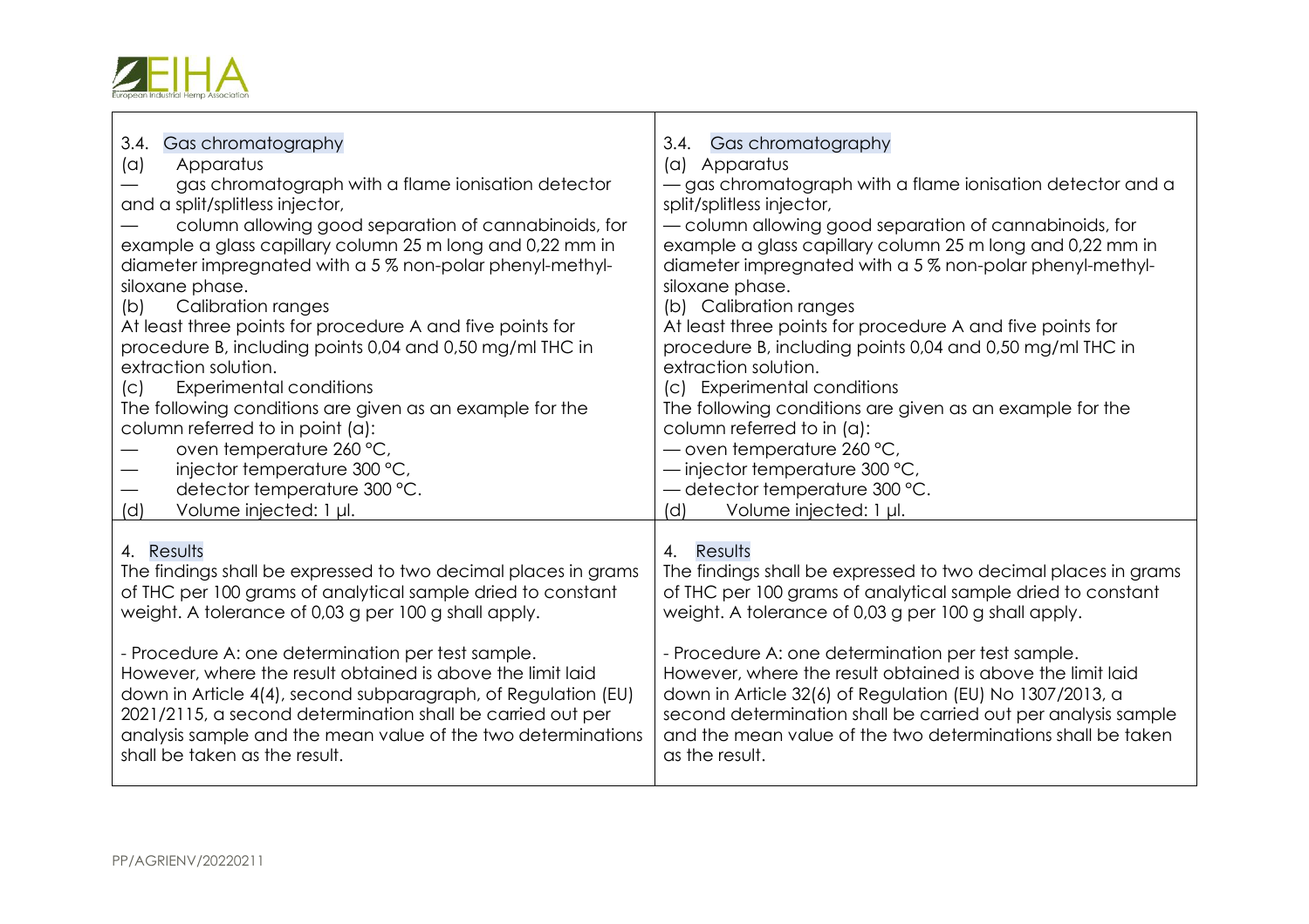| 3.4. Gas chromatography<br>(a) Apparatus<br>— gas chromatograph with a flame ionisation detector and a split/splitless injector,<br>— column allowing good separation of cannabinoids, for example a glass capillary column 25 m long and 0,22 mm in diameter impregnated with a 5 % non-polar phenyl-methyl-siloxane phase.<br>(b) Calibration ranges<br>At least three points for procedure A and five points for procedure B, including points 0,04 and 0,50 mg/ml THC in extraction solution.<br>(c) Experimental conditions<br>The following conditions are given as an example for the column referred to in point (a):<br>— oven temperature 260 °C,<br>— injector temperature 300 °C,<br>— detector temperature 300 °C.<br>(d) Volume injected: 1 µl. | 3.4. Gas chromatography<br>(a) Apparatus<br>— gas chromatograph with a flame ionisation detector and a split/splitless injector,<br>— column allowing good separation of cannabinoids, for example a glass capillary column 25 m long and 0,22 mm in diameter impregnated with a 5 % non-polar phenyl-methyl-siloxane phase.<br>(b) Calibration ranges<br>At least three points for procedure A and five points for procedure B, including points 0,04 and 0,50 mg/ml THC in extraction solution.<br>(c) Experimental conditions<br>The following conditions are given as an example for the column referred to in (a):<br>— oven temperature 260 °C,<br>— injector temperature 300 °C,<br>— detector temperature 300 °C.<br>(d) Volume injected: 1 µl. |
|---|---|
| 4. Results<br>The findings shall be expressed to two decimal places in grams of THC per 100 grams of analytical sample dried to constant weight. A tolerance of 0,03 g per 100 g shall apply.<br><br>- Procedure A: one determination per test sample.<br>However, where the result obtained is above the limit laid down in Article 4(4), second subparagraph, of Regulation (EU) 2021/2115, a second determination shall be carried out per analysis sample and the mean value of the two determinations shall be taken as the result. | 4. Results<br>The findings shall be expressed to two decimal places in grams of THC per 100 grams of analytical sample dried to constant weight. A tolerance of 0,03 g per 100 g shall apply.<br><br>- Procedure A: one determination per test sample.<br>However, where the result obtained is above the limit laid down in Article 32(6) of Regulation (EU) No 1307/2013, a second determination shall be carried out per analysis sample and the mean value of the two determinations shall be taken as the result. |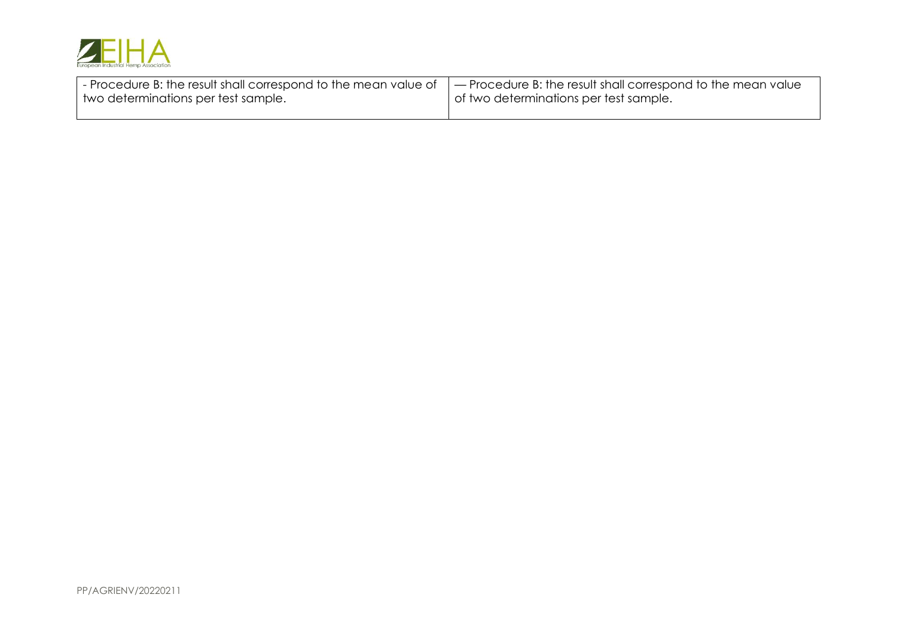| | |
|---|---|
| - Procedure B: the result shall correspond to the mean value of two determinations per test sample. | — Procedure B: the result shall correspond to the mean value of two determinations per test sample. |